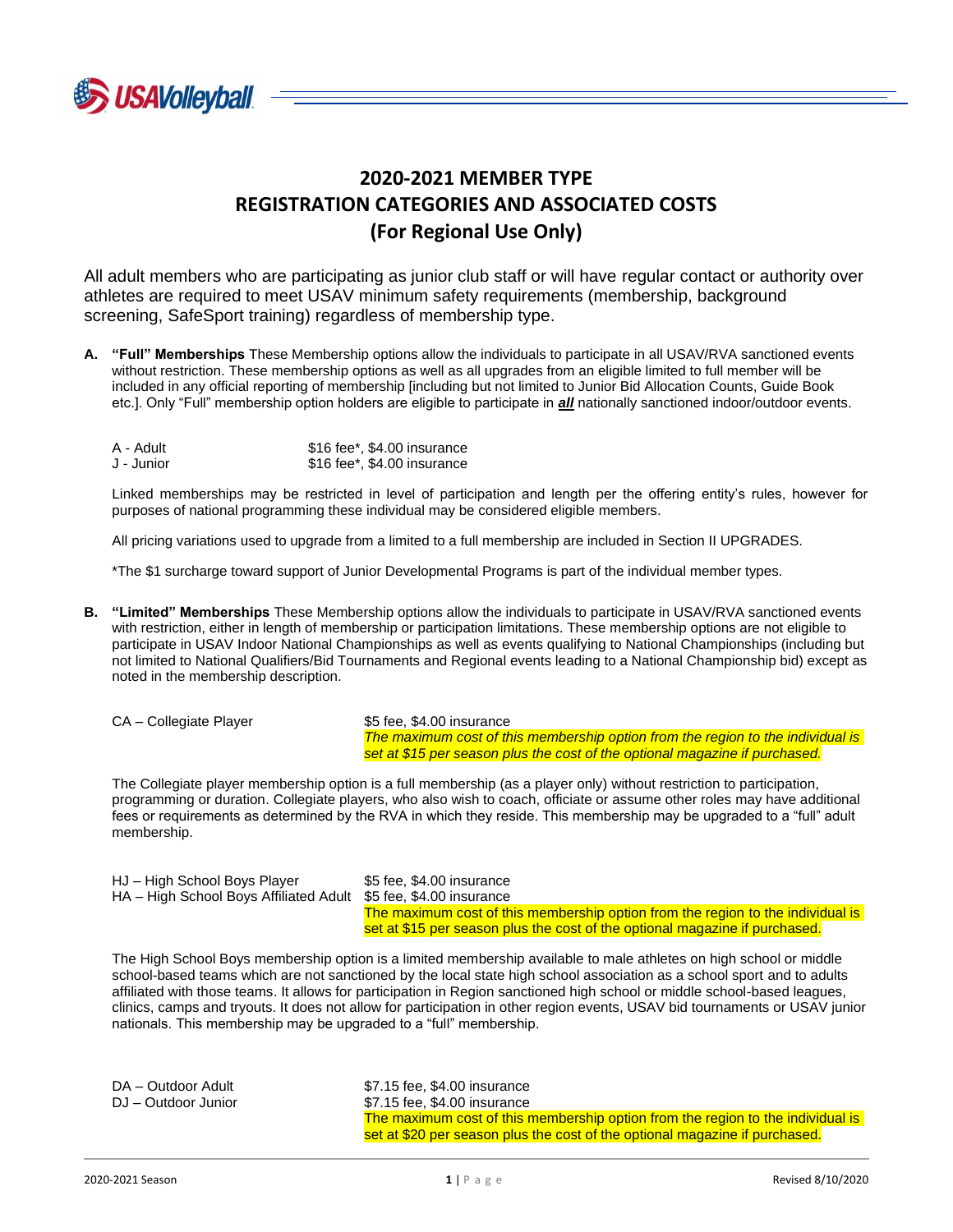# 2020-2021 MEMBER TYPE
# REGISTRATION CATEGORIES AND ASSOCIATED COSTS
# (For Regional Use Only)

All adult members who are participating as junior club staff or will have regular contact or authority over athletes are required to meet USAV minimum safety requirements (membership, background screening, SafeSport training) regardless of membership type.

**A. "Full" Memberships** These Membership options allow the individuals to participate in all USAV/RVA sanctioned events without restriction. These membership options as well as all upgrades from an eligible limited to full member will be included in any official reporting of membership [including but not limited to Junior Bid Allocation Counts, Guide Book etc.]. Only "Full" membership option holders are eligible to participate in ***all*** nationally sanctioned indoor/outdoor events.

| | |
|---|---|
| A - Adult | $16 fee*, $4.00 insurance |
| J - Junior | $16 fee*, $4.00 insurance |

Linked memberships may be restricted in level of participation and length per the offering entity's rules, however for purposes of national programming these individual may be considered eligible members.

All pricing variations used to upgrade from a limited to a full membership are included in Section II UPGRADES.

*The $1 surcharge toward support of Junior Developmental Programs is part of the individual member types.

**B. "Limited" Memberships** These Membership options allow the individuals to participate in USAV/RVA sanctioned events with restriction, either in length of membership or participation limitations. These membership options are not eligible to participate in USAV Indoor National Championships as well as events qualifying to National Championships (including but not limited to National Qualifiers/Bid Tournaments and Regional events leading to a National Championship bid) except as noted in the membership description.

| | |
|---|---|
| CA – Collegiate Player | $5 fee, $4.00 insurance<br>*The maximum cost of this membership option from the region to the individual is set at $15 per season plus the cost of the optional magazine if purchased.* |

The Collegiate player membership option is a full membership (as a player only) without restriction to participation, programming or duration. Collegiate players, who also wish to coach, officiate or assume other roles may have additional fees or requirements as determined by the RVA in which they reside. This membership may be upgraded to a "full" adult membership.

| | |
|---|---|
| HJ – High School Boys Player | $5 fee, $4.00 insurance |
| HA – High School Boys Affiliated Adult | $5 fee, $4.00 insurance<br>The maximum cost of this membership option from the region to the individual is set at $15 per season plus the cost of the optional magazine if purchased. |

The High School Boys membership option is a limited membership available to male athletes on high school or middle school-based teams which are not sanctioned by the local state high school association as a school sport and to adults affiliated with those teams. It allows for participation in Region sanctioned high school or middle school-based leagues, clinics, camps and tryouts. It does not allow for participation in other region events, USAV bid tournaments or USAV junior nationals. This membership may be upgraded to a "full" membership.

| | |
|---|---|
| DA – Outdoor Adult | $7.15 fee, $4.00 insurance |
| DJ – Outdoor Junior | $7.15 fee, $4.00 insurance<br>The maximum cost of this membership option from the region to the individual is set at $20 per season plus the cost of the optional magazine if purchased. |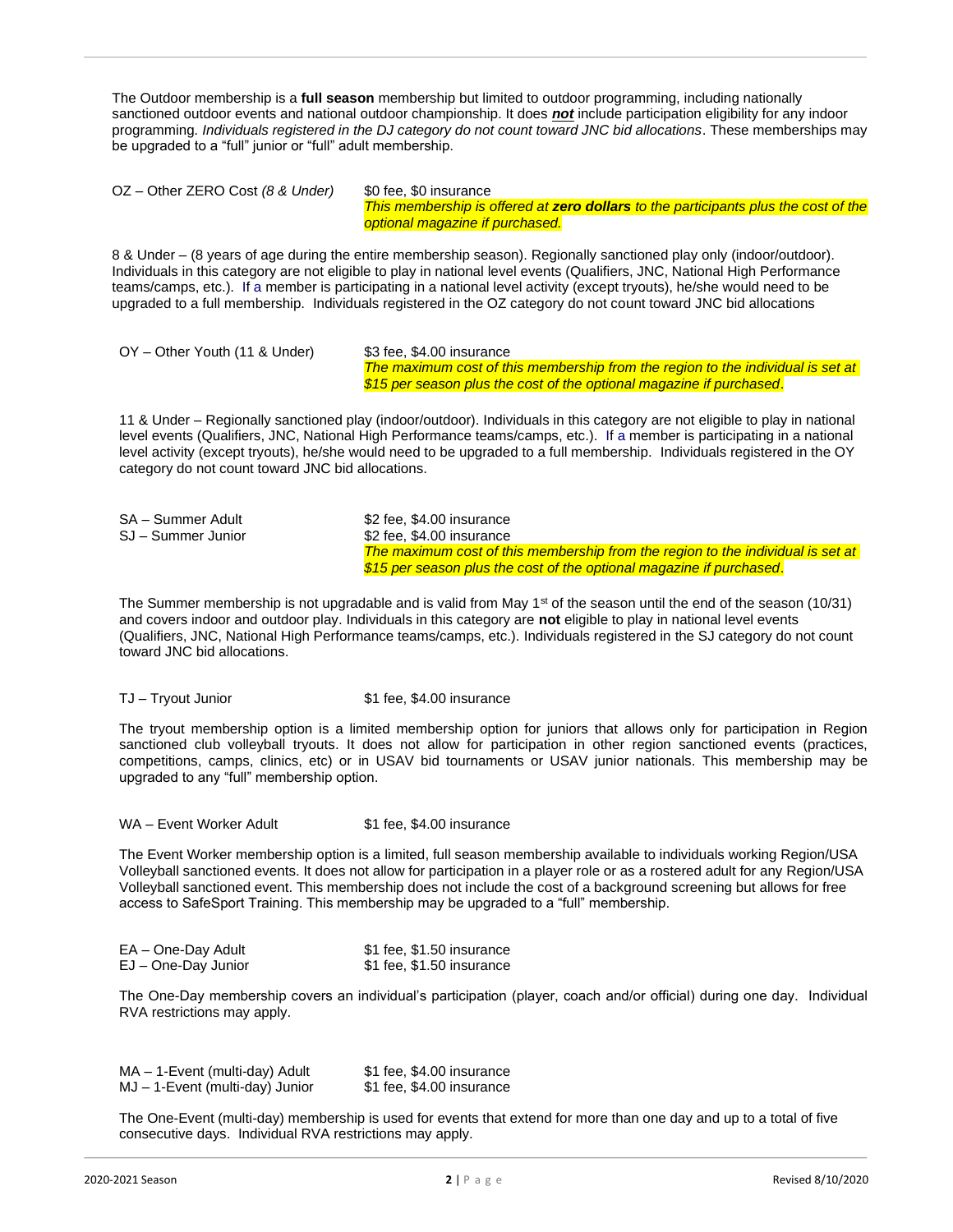The Outdoor membership is a **full season** membership but limited to outdoor programming, including nationally sanctioned outdoor events and national outdoor championship. It does ***not*** include participation eligibility for any indoor programming. *Individuals registered in the DJ category do not count toward JNC bid allocations*. These memberships may be upgraded to a "full" junior or "full" adult membership.

OZ – Other ZERO Cost *(8 & Under)* — $0 fee, $0 insurance
*This membership is offered at **zero dollars** to the participants plus the cost of the optional magazine if purchased.*

8 & Under – (8 years of age during the entire membership season). Regionally sanctioned play only (indoor/outdoor). Individuals in this category are not eligible to play in national level events (Qualifiers, JNC, National High Performance teams/camps, etc.). If a member is participating in a national level activity (except tryouts), he/she would need to be upgraded to a full membership. Individuals registered in the OZ category do not count toward JNC bid allocations

OY – Other Youth (11 & Under) — $3 fee, $4.00 insurance
*The maximum cost of this membership from the region to the individual is set at $15 per season plus the cost of the optional magazine if purchased*.

11 & Under – Regionally sanctioned play (indoor/outdoor). Individuals in this category are not eligible to play in national level events (Qualifiers, JNC, National High Performance teams/camps, etc.). If a member is participating in a national level activity (except tryouts), he/she would need to be upgraded to a full membership. Individuals registered in the OY category do not count toward JNC bid allocations.

SA – Summer Adult — $2 fee, $4.00 insurance
SJ – Summer Junior — $2 fee, $4.00 insurance
*The maximum cost of this membership from the region to the individual is set at $15 per season plus the cost of the optional magazine if purchased*.

The Summer membership is not upgradable and is valid from May 1st of the season until the end of the season (10/31) and covers indoor and outdoor play. Individuals in this category are **not** eligible to play in national level events (Qualifiers, JNC, National High Performance teams/camps, etc.). Individuals registered in the SJ category do not count toward JNC bid allocations.

TJ – Tryout Junior — $1 fee, $4.00 insurance

The tryout membership option is a limited membership option for juniors that allows only for participation in Region sanctioned club volleyball tryouts. It does not allow for participation in other region sanctioned events (practices, competitions, camps, clinics, etc) or in USAV bid tournaments or USAV junior nationals. This membership may be upgraded to any "full" membership option.

WA – Event Worker Adult — $1 fee, $4.00 insurance

The Event Worker membership option is a limited, full season membership available to individuals working Region/USA Volleyball sanctioned events. It does not allow for participation in a player role or as a rostered adult for any Region/USA Volleyball sanctioned event. This membership does not include the cost of a background screening but allows for free access to SafeSport Training. This membership may be upgraded to a "full" membership.

EA – One-Day Adult — $1 fee, $1.50 insurance
EJ – One-Day Junior — $1 fee, $1.50 insurance

The One-Day membership covers an individual's participation (player, coach and/or official) during one day. Individual RVA restrictions may apply.

MA – 1-Event (multi-day) Adult — $1 fee, $4.00 insurance
MJ – 1-Event (multi-day) Junior — $1 fee, $4.00 insurance

The One-Event (multi-day) membership is used for events that extend for more than one day and up to a total of five consecutive days. Individual RVA restrictions may apply.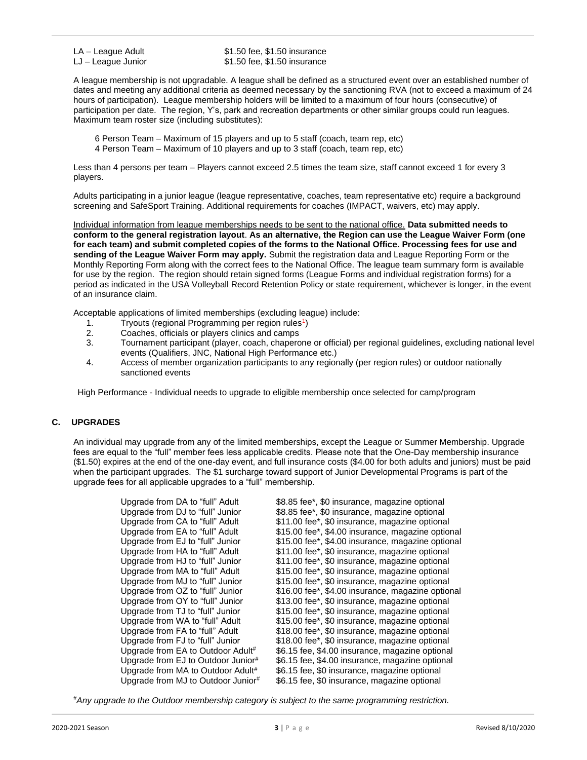| | |
|---|---|
| LA – League Adult | $1.50 fee, $1.50 insurance |
| LJ – League Junior | $1.50 fee, $1.50 insurance |

A league membership is not upgradable. A league shall be defined as a structured event over an established number of dates and meeting any additional criteria as deemed necessary by the sanctioning RVA (not to exceed a maximum of 24 hours of participation). League membership holders will be limited to a maximum of four hours (consecutive) of participation per date. The region, Y's, park and recreation departments or other similar groups could run leagues. Maximum team roster size (including substitutes):

6 Person Team – Maximum of 15 players and up to 5 staff (coach, team rep, etc)
4 Person Team – Maximum of 10 players and up to 3 staff (coach, team rep, etc)

Less than 4 persons per team – Players cannot exceed 2.5 times the team size, staff cannot exceed 1 for every 3 players.

Adults participating in a junior league (league representative, coaches, team representative etc) require a background screening and SafeSport Training. Additional requirements for coaches (IMPACT, waivers, etc) may apply.

Individual information from league memberships needs to be sent to the national office. **Data submitted needs to conform to the general registration layout**. **As an alternative, the Region can use the League Waiver Form (one for each team) and submit completed copies of the forms to the National Office. Processing fees for use and sending of the League Waiver Form may apply.** Submit the registration data and League Reporting Form or the Monthly Reporting Form along with the correct fees to the National Office. The league team summary form is available for use by the region. The region should retain signed forms (League Forms and individual registration forms) for a period as indicated in the USA Volleyball Record Retention Policy or state requirement, whichever is longer, in the event of an insurance claim.

Acceptable applications of limited memberships (excluding league) include:

1. Tryouts (regional Programming per region rules[1])
2. Coaches, officials or players clinics and camps
3. Tournament participant (player, coach, chaperone or official) per regional guidelines, excluding national level events (Qualifiers, JNC, National High Performance etc.)
4. Access of member organization participants to any regionally (per region rules) or outdoor nationally sanctioned events

High Performance - Individual needs to upgrade to eligible membership once selected for camp/program

## C. UPGRADES

An individual may upgrade from any of the limited memberships, except the League or Summer Membership. Upgrade fees are equal to the "full" member fees less applicable credits. Please note that the One-Day membership insurance ($1.50) expires at the end of the one-day event, and full insurance costs ($4.00 for both adults and juniors) must be paid when the participant upgrades. The $1 surcharge toward support of Junior Developmental Programs is part of the upgrade fees for all applicable upgrades to a "full" membership.

| | |
|---|---|
| Upgrade from DA to "full" Adult | $8.85 fee*, $0 insurance, magazine optional |
| Upgrade from DJ to "full" Junior | $8.85 fee*, $0 insurance, magazine optional |
| Upgrade from CA to "full" Adult | $11.00 fee*, $0 insurance, magazine optional |
| Upgrade from EA to "full" Adult | $15.00 fee*, $4.00 insurance, magazine optional |
| Upgrade from EJ to "full" Junior | $15.00 fee*, $4.00 insurance, magazine optional |
| Upgrade from HA to "full" Adult | $11.00 fee*, $0 insurance, magazine optional |
| Upgrade from HJ to "full" Junior | $11.00 fee*, $0 insurance, magazine optional |
| Upgrade from MA to "full" Adult | $15.00 fee*, $0 insurance, magazine optional |
| Upgrade from MJ to "full" Junior | $15.00 fee*, $0 insurance, magazine optional |
| Upgrade from OZ to "full" Junior | $16.00 fee*, $4.00 insurance, magazine optional |
| Upgrade from OY to "full" Junior | $13.00 fee*, $0 insurance, magazine optional |
| Upgrade from TJ to "full" Junior | $15.00 fee*, $0 insurance, magazine optional |
| Upgrade from WA to "full" Adult | $15.00 fee*, $0 insurance, magazine optional |
| Upgrade from FA to "full" Adult | $18.00 fee*, $0 insurance, magazine optional |
| Upgrade from FJ to "full" Junior | $18.00 fee*, $0 insurance, magazine optional |
| Upgrade from EA to Outdoor Adult[#] | $6.15 fee, $4.00 insurance, magazine optional |
| Upgrade from EJ to Outdoor Junior[#] | $6.15 fee, $4.00 insurance, magazine optional |
| Upgrade from MA to Outdoor Adult[#] | $6.15 fee, $0 insurance, magazine optional |
| Upgrade from MJ to Outdoor Junior[#] | $6.15 fee, $0 insurance, magazine optional |

*[#]Any upgrade to the Outdoor membership category is subject to the same programming restriction.*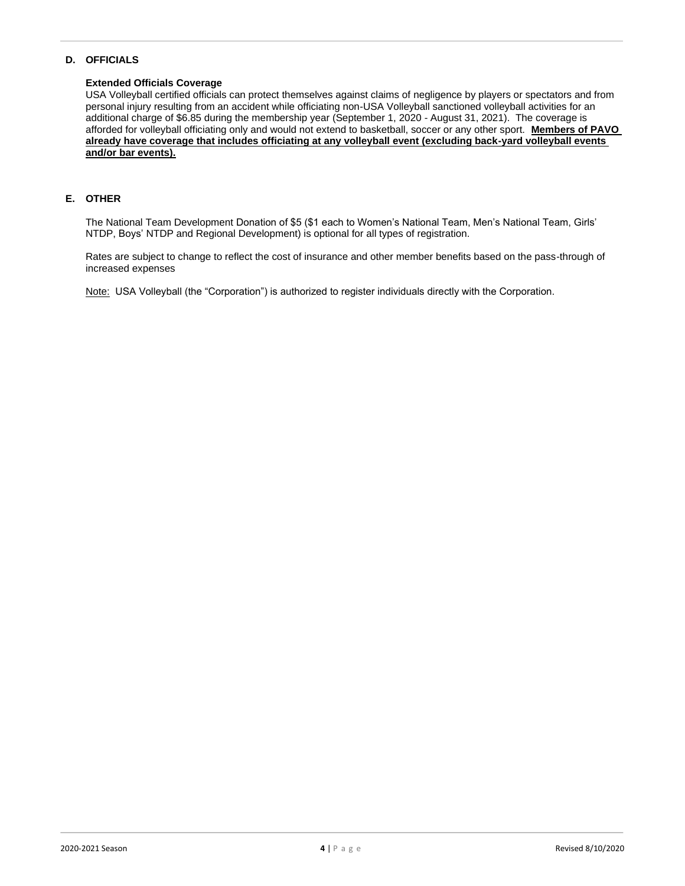## D. OFFICIALS

**Extended Officials Coverage**

USA Volleyball certified officials can protect themselves against claims of negligence by players or spectators and from personal injury resulting from an accident while officiating non-USA Volleyball sanctioned volleyball activities for an additional charge of $6.85 during the membership year (September 1, 2020 - August 31, 2021). The coverage is afforded for volleyball officiating only and would not extend to basketball, soccer or any other sport. **Members of PAVO already have coverage that includes officiating at any volleyball event (excluding back-yard volleyball events and/or bar events).**

## E. OTHER

The National Team Development Donation of $5 ($1 each to Women's National Team, Men's National Team, Girls' NTDP, Boys' NTDP and Regional Development) is optional for all types of registration.

Rates are subject to change to reflect the cost of insurance and other member benefits based on the pass-through of increased expenses

Note: USA Volleyball (the "Corporation") is authorized to register individuals directly with the Corporation.